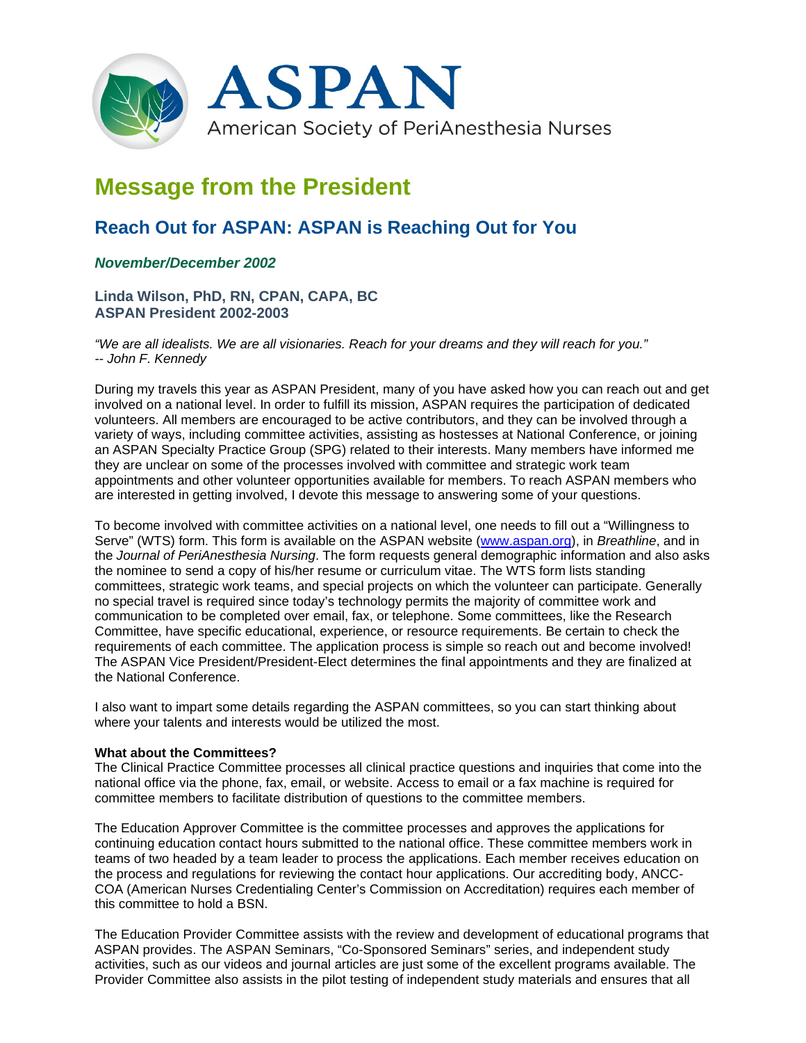# ASPAN

American Society of PeriAnesthesia Nurses

# Message from the President

## Reach Out for ASPAN: ASPAN is Reaching Out for You

***November/December 2002***

**Linda Wilson, PhD, RN, CPAN, CAPA, BC**
**ASPAN President 2002-2003**

*"We are all idealists. We are all visionaries. Reach for your dreams and they will reach for you."*
*-- John F. Kennedy*

During my travels this year as ASPAN President, many of you have asked how you can reach out and get involved on a national level. In order to fulfill its mission, ASPAN requires the participation of dedicated volunteers. All members are encouraged to be active contributors, and they can be involved through a variety of ways, including committee activities, assisting as hostesses at National Conference, or joining an ASPAN Specialty Practice Group (SPG) related to their interests. Many members have informed me they are unclear on some of the processes involved with committee and strategic work team appointments and other volunteer opportunities available for members. To reach ASPAN members who are interested in getting involved, I devote this message to answering some of your questions.

To become involved with committee activities on a national level, one needs to fill out a "Willingness to Serve" (WTS) form. This form is available on the ASPAN website (www.aspan.org), in *Breathline*, and in the *Journal of PeriAnesthesia Nursing*. The form requests general demographic information and also asks the nominee to send a copy of his/her resume or curriculum vitae. The WTS form lists standing committees, strategic work teams, and special projects on which the volunteer can participate. Generally no special travel is required since today's technology permits the majority of committee work and communication to be completed over email, fax, or telephone. Some committees, like the Research Committee, have specific educational, experience, or resource requirements. Be certain to check the requirements of each committee. The application process is simple so reach out and become involved! The ASPAN Vice President/President-Elect determines the final appointments and they are finalized at the National Conference.

I also want to impart some details regarding the ASPAN committees, so you can start thinking about where your talents and interests would be utilized the most.

**What about the Committees?**
The Clinical Practice Committee processes all clinical practice questions and inquiries that come into the national office via the phone, fax, email, or website. Access to email or a fax machine is required for committee members to facilitate distribution of questions to the committee members.

The Education Approver Committee is the committee processes and approves the applications for continuing education contact hours submitted to the national office. These committee members work in teams of two headed by a team leader to process the applications. Each member receives education on the process and regulations for reviewing the contact hour applications. Our accrediting body, ANCC-COA (American Nurses Credentialing Center's Commission on Accreditation) requires each member of this committee to hold a BSN.

The Education Provider Committee assists with the review and development of educational programs that ASPAN provides. The ASPAN Seminars, "Co-Sponsored Seminars" series, and independent study activities, such as our videos and journal articles are just some of the excellent programs available. The Provider Committee also assists in the pilot testing of independent study materials and ensures that all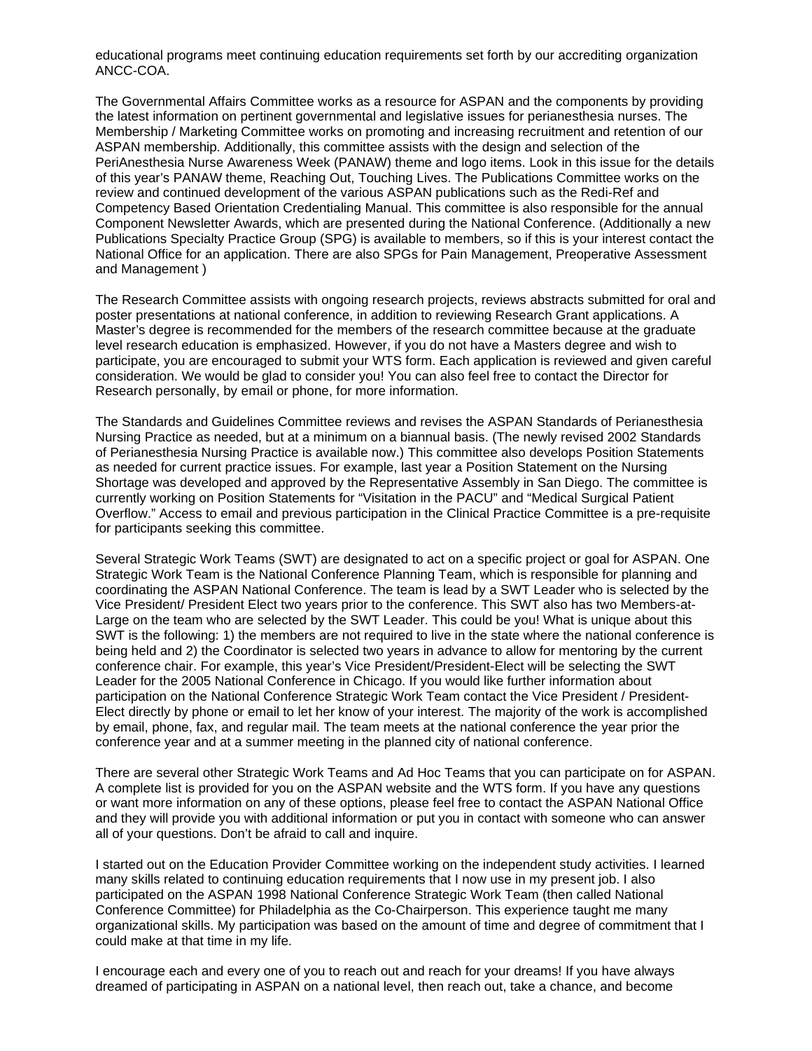educational programs meet continuing education requirements set forth by our accrediting organization ANCC-COA.

The Governmental Affairs Committee works as a resource for ASPAN and the components by providing the latest information on pertinent governmental and legislative issues for perianesthesia nurses. The Membership / Marketing Committee works on promoting and increasing recruitment and retention of our ASPAN membership. Additionally, this committee assists with the design and selection of the PeriAnesthesia Nurse Awareness Week (PANAW) theme and logo items. Look in this issue for the details of this year's PANAW theme, Reaching Out, Touching Lives. The Publications Committee works on the review and continued development of the various ASPAN publications such as the Redi-Ref and Competency Based Orientation Credentialing Manual. This committee is also responsible for the annual Component Newsletter Awards, which are presented during the National Conference. (Additionally a new Publications Specialty Practice Group (SPG) is available to members, so if this is your interest contact the National Office for an application. There are also SPGs for Pain Management, Preoperative Assessment and Management )

The Research Committee assists with ongoing research projects, reviews abstracts submitted for oral and poster presentations at national conference, in addition to reviewing Research Grant applications. A Master's degree is recommended for the members of the research committee because at the graduate level research education is emphasized. However, if you do not have a Masters degree and wish to participate, you are encouraged to submit your WTS form. Each application is reviewed and given careful consideration. We would be glad to consider you! You can also feel free to contact the Director for Research personally, by email or phone, for more information.

The Standards and Guidelines Committee reviews and revises the ASPAN Standards of Perianesthesia Nursing Practice as needed, but at a minimum on a biannual basis. (The newly revised 2002 Standards of Perianesthesia Nursing Practice is available now.) This committee also develops Position Statements as needed for current practice issues. For example, last year a Position Statement on the Nursing Shortage was developed and approved by the Representative Assembly in San Diego. The committee is currently working on Position Statements for "Visitation in the PACU" and "Medical Surgical Patient Overflow." Access to email and previous participation in the Clinical Practice Committee is a pre-requisite for participants seeking this committee.

Several Strategic Work Teams (SWT) are designated to act on a specific project or goal for ASPAN. One Strategic Work Team is the National Conference Planning Team, which is responsible for planning and coordinating the ASPAN National Conference. The team is lead by a SWT Leader who is selected by the Vice President/ President Elect two years prior to the conference. This SWT also has two Members-at-Large on the team who are selected by the SWT Leader. This could be you! What is unique about this SWT is the following: 1) the members are not required to live in the state where the national conference is being held and 2) the Coordinator is selected two years in advance to allow for mentoring by the current conference chair. For example, this year's Vice President/President-Elect will be selecting the SWT Leader for the 2005 National Conference in Chicago. If you would like further information about participation on the National Conference Strategic Work Team contact the Vice President / President-Elect directly by phone or email to let her know of your interest. The majority of the work is accomplished by email, phone, fax, and regular mail. The team meets at the national conference the year prior the conference year and at a summer meeting in the planned city of national conference.

There are several other Strategic Work Teams and Ad Hoc Teams that you can participate on for ASPAN. A complete list is provided for you on the ASPAN website and the WTS form. If you have any questions or want more information on any of these options, please feel free to contact the ASPAN National Office and they will provide you with additional information or put you in contact with someone who can answer all of your questions. Don't be afraid to call and inquire.

I started out on the Education Provider Committee working on the independent study activities. I learned many skills related to continuing education requirements that I now use in my present job. I also participated on the ASPAN 1998 National Conference Strategic Work Team (then called National Conference Committee) for Philadelphia as the Co-Chairperson. This experience taught me many organizational skills. My participation was based on the amount of time and degree of commitment that I could make at that time in my life.

I encourage each and every one of you to reach out and reach for your dreams! If you have always dreamed of participating in ASPAN on a national level, then reach out, take a chance, and become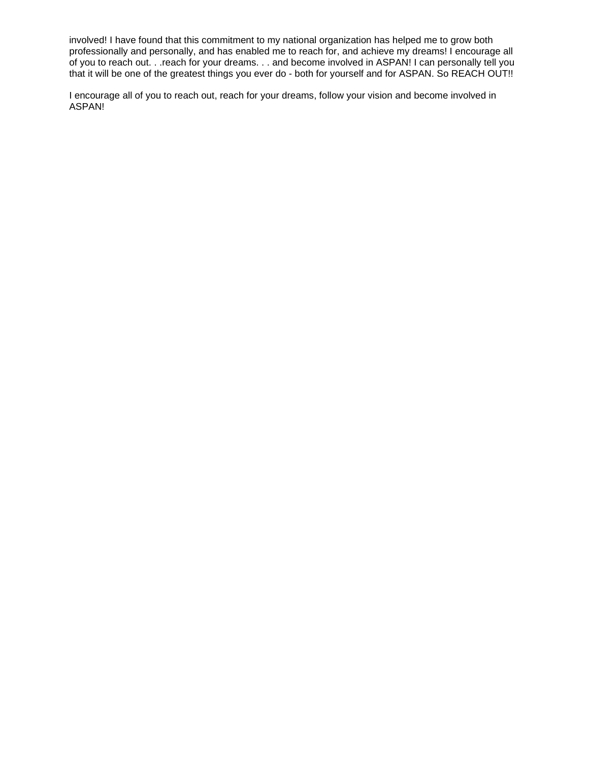involved! I have found that this commitment to my national organization has helped me to grow both professionally and personally, and has enabled me to reach for, and achieve my dreams! I encourage all of you to reach out. . .reach for your dreams. . . and become involved in ASPAN! I can personally tell you that it will be one of the greatest things you ever do - both for yourself and for ASPAN. So REACH OUT!!

I encourage all of you to reach out, reach for your dreams, follow your vision and become involved in ASPAN!